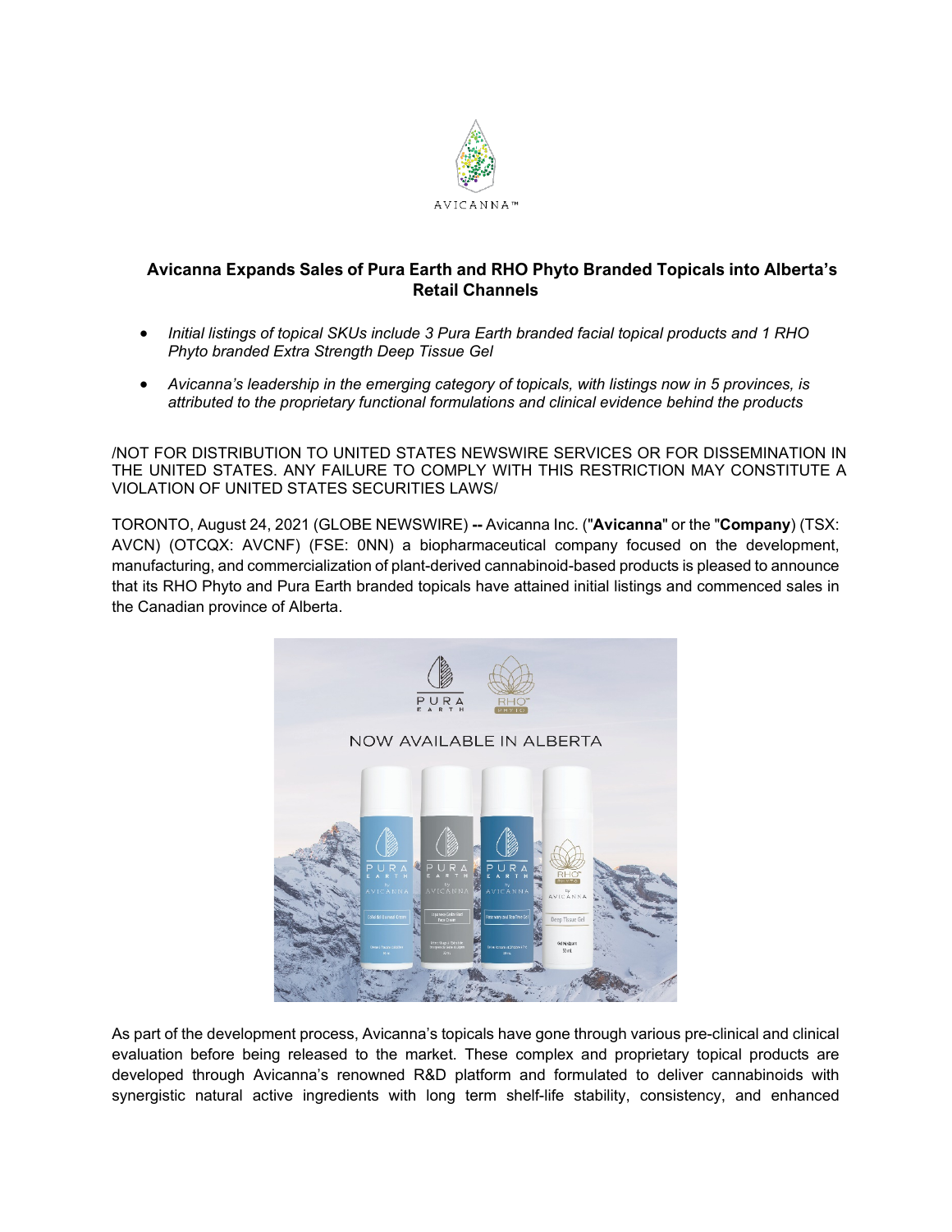# Avicanna Expands Sales of Pura Earth and RHO Phyto Branded Topicals into Alberta's Retail Channels

- *Initial listings of topical SKUs include 3 Pura Earth branded facial topical products and 1 RHO Phyto branded Extra Strength Deep Tissue Gel*
- *Avicanna's leadership in the emerging category of topicals, with listings now in 5 provinces, is attributed to the proprietary functional formulations and clinical evidence behind the products*

/NOT FOR DISTRIBUTION TO UNITED STATES NEWSWIRE SERVICES OR FOR DISSEMINATION IN THE UNITED STATES. ANY FAILURE TO COMPLY WITH THIS RESTRICTION MAY CONSTITUTE A VIOLATION OF UNITED STATES SECURITIES LAWS/

TORONTO, August 24, 2021 (GLOBE NEWSWIRE) **--** Avicanna Inc. ("**Avicanna**" or the "**Company**) (TSX: AVCN) (OTCQX: AVCNF) (FSE: 0NN) a biopharmaceutical company focused on the development, manufacturing, and commercialization of plant-derived cannabinoid-based products is pleased to announce that its RHO Phyto and Pura Earth branded topicals have attained initial listings and commenced sales in the Canadian province of Alberta.

As part of the development process, Avicanna's topicals have gone through various pre-clinical and clinical evaluation before being released to the market. These complex and proprietary topical products are developed through Avicanna's renowned R&D platform and formulated to deliver cannabinoids with synergistic natural active ingredients with long term shelf-life stability, consistency, and enhanced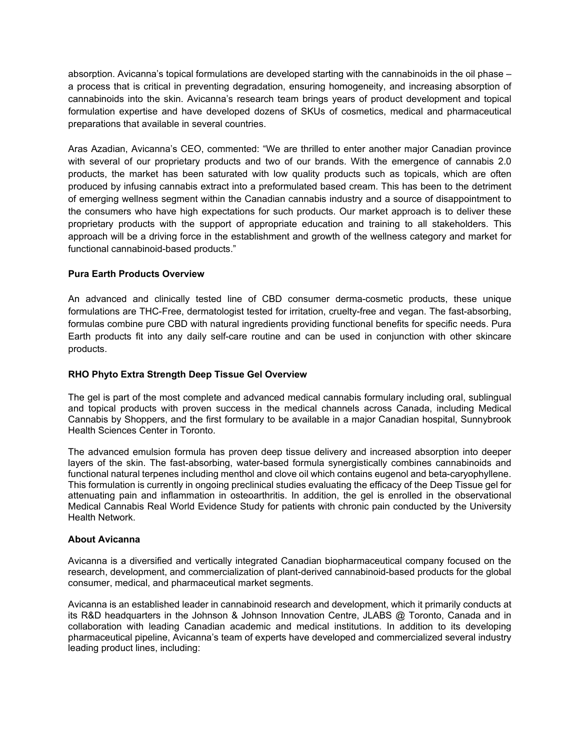absorption. Avicanna's topical formulations are developed starting with the cannabinoids in the oil phase – a process that is critical in preventing degradation, ensuring homogeneity, and increasing absorption of cannabinoids into the skin. Avicanna's research team brings years of product development and topical formulation expertise and have developed dozens of SKUs of cosmetics, medical and pharmaceutical preparations that available in several countries.

Aras Azadian, Avicanna's CEO, commented: "We are thrilled to enter another major Canadian province with several of our proprietary products and two of our brands. With the emergence of cannabis 2.0 products, the market has been saturated with low quality products such as topicals, which are often produced by infusing cannabis extract into a preformulated based cream. This has been to the detriment of emerging wellness segment within the Canadian cannabis industry and a source of disappointment to the consumers who have high expectations for such products. Our market approach is to deliver these proprietary products with the support of appropriate education and training to all stakeholders. This approach will be a driving force in the establishment and growth of the wellness category and market for functional cannabinoid-based products."

**Pura Earth Products Overview**

An advanced and clinically tested line of CBD consumer derma-cosmetic products, these unique formulations are THC-Free, dermatologist tested for irritation, cruelty-free and vegan. The fast-absorbing, formulas combine pure CBD with natural ingredients providing functional benefits for specific needs. Pura Earth products fit into any daily self-care routine and can be used in conjunction with other skincare products.

**RHO Phyto Extra Strength Deep Tissue Gel Overview**

The gel is part of the most complete and advanced medical cannabis formulary including oral, sublingual and topical products with proven success in the medical channels across Canada, including Medical Cannabis by Shoppers, and the first formulary to be available in a major Canadian hospital, Sunnybrook Health Sciences Center in Toronto.

The advanced emulsion formula has proven deep tissue delivery and increased absorption into deeper layers of the skin. The fast-absorbing, water-based formula synergistically combines cannabinoids and functional natural terpenes including menthol and clove oil which contains eugenol and beta-caryophyllene. This formulation is currently in ongoing preclinical studies evaluating the efficacy of the Deep Tissue gel for attenuating pain and inflammation in osteoarthritis. In addition, the gel is enrolled in the observational Medical Cannabis Real World Evidence Study for patients with chronic pain conducted by the University Health Network.

**About Avicanna**

Avicanna is a diversified and vertically integrated Canadian biopharmaceutical company focused on the research, development, and commercialization of plant-derived cannabinoid-based products for the global consumer, medical, and pharmaceutical market segments.

Avicanna is an established leader in cannabinoid research and development, which it primarily conducts at its R&D headquarters in the Johnson & Johnson Innovation Centre, JLABS @ Toronto, Canada and in collaboration with leading Canadian academic and medical institutions. In addition to its developing pharmaceutical pipeline, Avicanna's team of experts have developed and commercialized several industry leading product lines, including: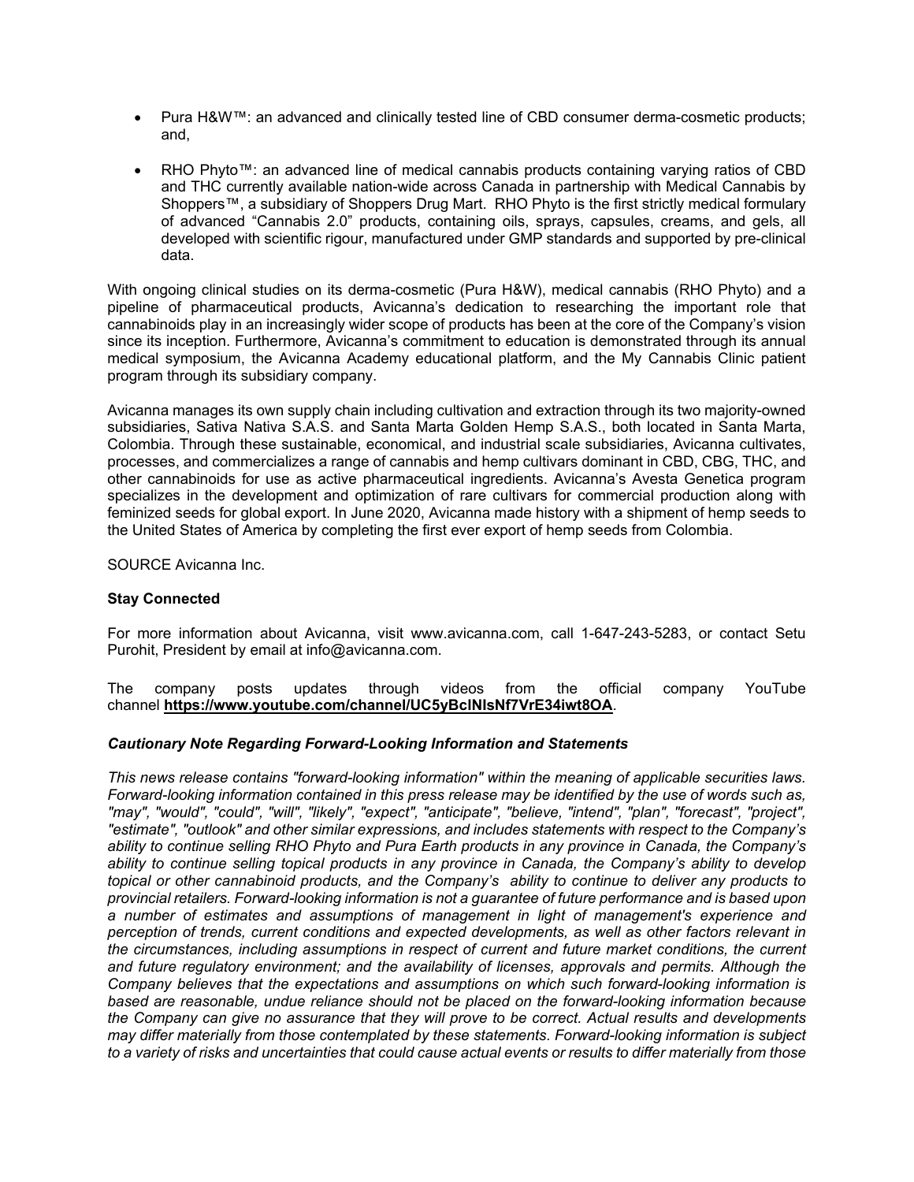- Pura H&W™: an advanced and clinically tested line of CBD consumer derma-cosmetic products; and,

- RHO Phyto™: an advanced line of medical cannabis products containing varying ratios of CBD and THC currently available nation-wide across Canada in partnership with Medical Cannabis by Shoppers™, a subsidiary of Shoppers Drug Mart. RHO Phyto is the first strictly medical formulary of advanced "Cannabis 2.0" products, containing oils, sprays, capsules, creams, and gels, all developed with scientific rigour, manufactured under GMP standards and supported by pre-clinical data.

With ongoing clinical studies on its derma-cosmetic (Pura H&W), medical cannabis (RHO Phyto) and a pipeline of pharmaceutical products, Avicanna's dedication to researching the important role that cannabinoids play in an increasingly wider scope of products has been at the core of the Company's vision since its inception. Furthermore, Avicanna's commitment to education is demonstrated through its annual medical symposium, the Avicanna Academy educational platform, and the My Cannabis Clinic patient program through its subsidiary company.

Avicanna manages its own supply chain including cultivation and extraction through its two majority-owned subsidiaries, Sativa Nativa S.A.S. and Santa Marta Golden Hemp S.A.S., both located in Santa Marta, Colombia. Through these sustainable, economical, and industrial scale subsidiaries, Avicanna cultivates, processes, and commercializes a range of cannabis and hemp cultivars dominant in CBD, CBG, THC, and other cannabinoids for use as active pharmaceutical ingredients. Avicanna's Avesta Genetica program specializes in the development and optimization of rare cultivars for commercial production along with feminized seeds for global export. In June 2020, Avicanna made history with a shipment of hemp seeds to the United States of America by completing the first ever export of hemp seeds from Colombia.

SOURCE Avicanna Inc.

**Stay Connected**

For more information about Avicanna, visit www.avicanna.com, call 1-647-243-5283, or contact Setu Purohit, President by email at info@avicanna.com.

The company posts updates through videos from the official company YouTube channel **https://www.youtube.com/channel/UC5yBclNIsNf7VrE34iwt8OA**.

***Cautionary Note Regarding Forward-Looking Information and Statements***

*This news release contains "forward-looking information" within the meaning of applicable securities laws. Forward-looking information contained in this press release may be identified by the use of words such as, "may", "would", "could", "will", "likely", "expect", "anticipate", "believe, "intend", "plan", "forecast", "project", "estimate", "outlook" and other similar expressions, and includes statements with respect to the Company's ability to continue selling RHO Phyto and Pura Earth products in any province in Canada, the Company's ability to continue selling topical products in any province in Canada, the Company's ability to develop topical or other cannabinoid products, and the Company's ability to continue to deliver any products to provincial retailers. Forward-looking information is not a guarantee of future performance and is based upon a number of estimates and assumptions of management in light of management's experience and perception of trends, current conditions and expected developments, as well as other factors relevant in the circumstances, including assumptions in respect of current and future market conditions, the current and future regulatory environment; and the availability of licenses, approvals and permits. Although the Company believes that the expectations and assumptions on which such forward-looking information is based are reasonable, undue reliance should not be placed on the forward-looking information because the Company can give no assurance that they will prove to be correct. Actual results and developments may differ materially from those contemplated by these statements. Forward-looking information is subject to a variety of risks and uncertainties that could cause actual events or results to differ materially from those*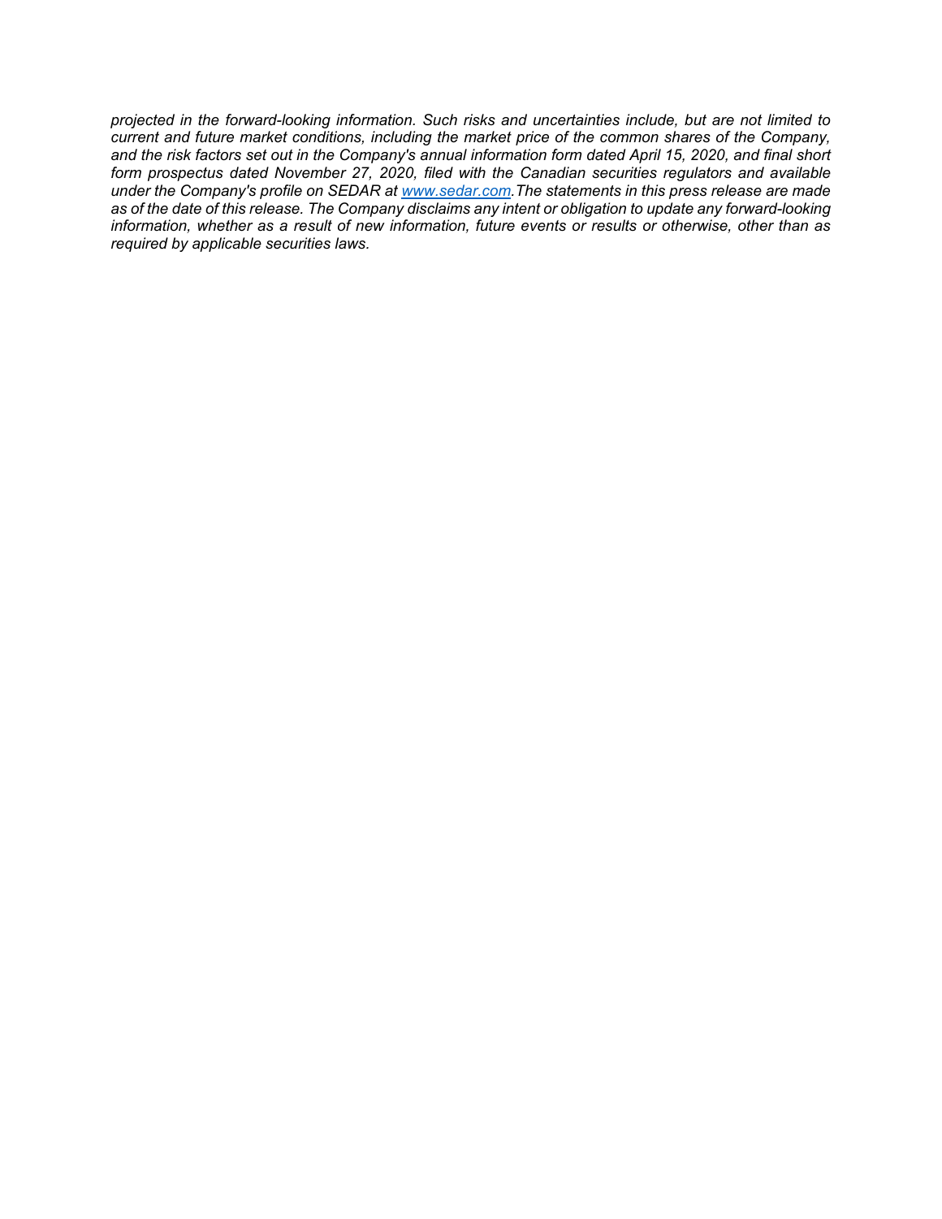*projected in the forward-looking information. Such risks and uncertainties include, but are not limited to current and future market conditions, including the market price of the common shares of the Company, and the risk factors set out in the Company's annual information form dated April 15, 2020, and final short form prospectus dated November 27, 2020, filed with the Canadian securities regulators and available under the Company's profile on SEDAR at [www.sedar.com](http://www.sedar.com).The statements in this press release are made as of the date of this release. The Company disclaims any intent or obligation to update any forward-looking information, whether as a result of new information, future events or results or otherwise, other than as required by applicable securities laws.*